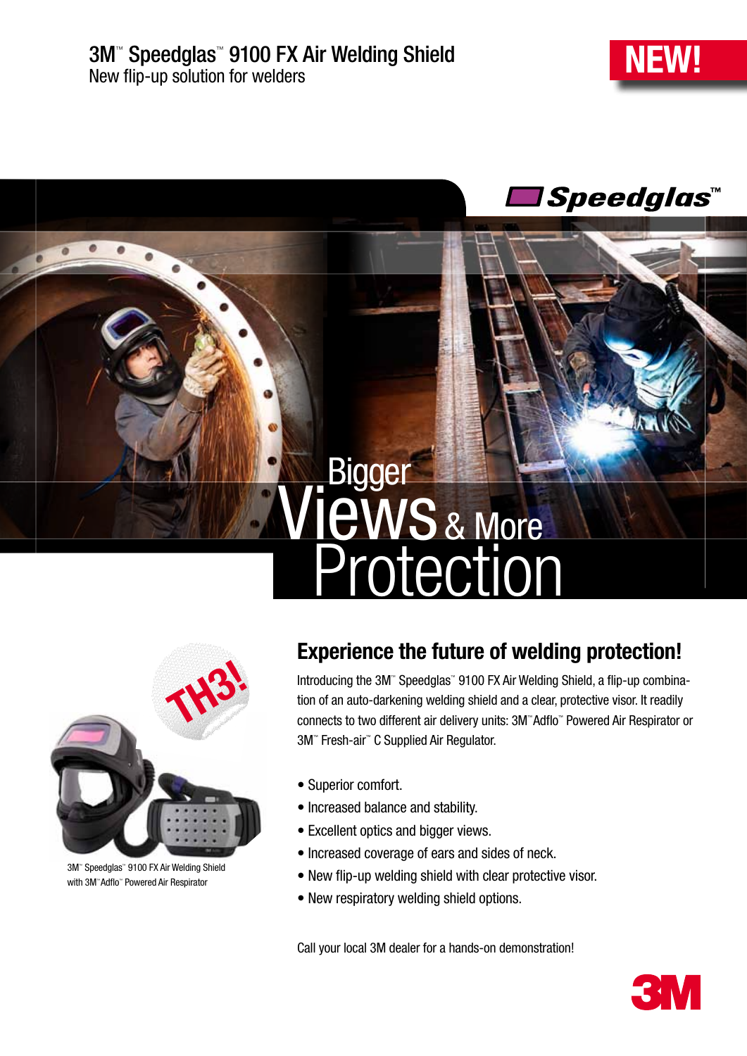# 3M™ Speedglas™ 9100 FX Air Welding Shield

New flip-up solution for welders

NEW!

Speedglas™

Bigger Views & More Protection

TH3!

3M™ Speedglas™ 9100 FX Air Welding Shield with 3M™ Adflo™ Powered Air Respirator

## Experience the future of welding protection!

Introducing the 3M™ Speedglas™ 9100 FX Air Welding Shield, a flip-up combination of an auto-darkening welding shield and a clear, protective visor. It readily connects to two different air delivery units: 3M™ Adflo™ Powered Air Respirator or 3M™ Fresh-air™ C Supplied Air Regulator.

- Superior comfort.
- Increased balance and stability.
- Excellent optics and bigger views.
- Increased coverage of ears and sides of neck.
- New flip-up welding shield with clear protective visor.
- New respiratory welding shield options.

Call your local 3M dealer for a hands-on demonstration!

3M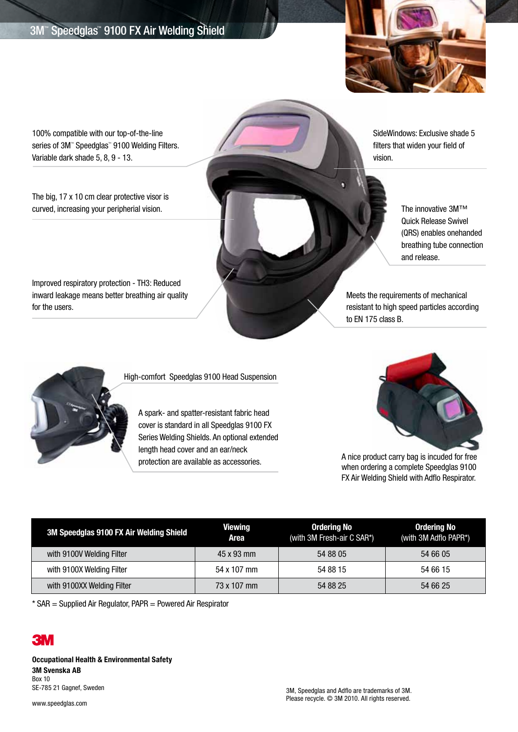# 3M™ Speedglas™ 9100 FX Air Welding Shield

100% compatible with our top-of-the-line series of 3M™ Speedglas™ 9100 Welding Filters. Variable dark shade 5, 8, 9 - 13.

The big, 17 x 10 cm clear protective visor is curved, increasing your peripheral vision.

Improved respiratory protection - TH3: Reduced inward leakage means better breathing air quality for the users.

SideWindows: Exclusive shade 5 filters that widen your field of vision.

The innovative 3M™ Quick Release Swivel (QRS) enables onehanded breathing tube connection and release.

Meets the requirements of mechanical resistant to high speed particles according to EN 175 class B.

High-comfort Speedglas 9100 Head Suspension

A spark- and spatter-resistant fabric head cover is standard in all Speedglas 9100 FX Series Welding Shields. An optional extended length head cover and an ear/neck protection are available as accessories.

A nice product carry bag is incuded for free when ordering a complete Speedglas 9100 FX Air Welding Shield with Adflo Respirator.

| 3M Speedglas 9100 FX Air Welding Shield | Viewing Area | Ordering No (with 3M Fresh-air C SAR*) | Ordering No (with 3M Adflo PAPR*) |
|---|---|---|---|
| with 9100V Welding Filter | 45 x 93 mm | 54 88 05 | 54 66 05 |
| with 9100X Welding Filter | 54 x 107 mm | 54 88 15 | 54 66 15 |
| with 9100XX Welding Filter | 73 x 107 mm | 54 88 25 | 54 66 25 |

* SAR = Supplied Air Regulator, PAPR = Powered Air Respirator

3M

**Occupational Health & Environmental Safety**
**3M Svenska AB**
Box 10
SE-785 21 Gagnef, Sweden

www.speedglas.com

3M, Speedglas and Adflo are trademarks of 3M.
Please recycle. © 3M 2010. All rights reserved.